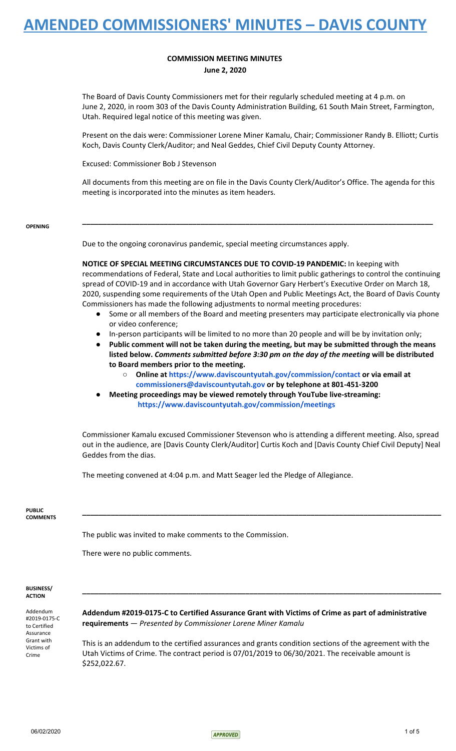# AMENDED COMMISSIONERS' MINUTES – DAVIS COUNTY

## COMMISSION MEETING MINUTES

**June 2, 2020**

The Board of Davis County Commissioners met for their regularly scheduled meeting at 4 p.m. on June 2, 2020, in room 303 of the Davis County Administration Building, 61 South Main Street, Farmington, Utah. Required legal notice of this meeting was given.

Present on the dais were: Commissioner Lorene Miner Kamalu, Chair; Commissioner Randy B. Elliott; Curtis Koch, Davis County Clerk/Auditor; and Neal Geddes, Chief Civil Deputy County Attorney.

Excused: Commissioner Bob J Stevenson

All documents from this meeting are on file in the Davis County Clerk/Auditor's Office. The agenda for this meeting is incorporated into the minutes as item headers.

---

**OPENING**

Due to the ongoing coronavirus pandemic, special meeting circumstances apply.

**NOTICE OF SPECIAL MEETING CIRCUMSTANCES DUE TO COVID-19 PANDEMIC:** In keeping with recommendations of Federal, State and Local authorities to limit public gatherings to control the continuing spread of COVID-19 and in accordance with Utah Governor Gary Herbert's Executive Order on March 18, 2020, suspending some requirements of the Utah Open and Public Meetings Act, the Board of Davis County Commissioners has made the following adjustments to normal meeting procedures:

- Some or all members of the Board and meeting presenters may participate electronically via phone or video conference;
- In-person participants will be limited to no more than 20 people and will be by invitation only;
- **Public comment will not be taken during the meeting, but may be submitted through the means listed below.** ***Comments submitted before 3:30 pm on the day of the meeting*** **will be distributed to Board members prior to the meeting.**
  - **Online at https://www.daviscountyutah.gov/commission/contact or via email at commissioners@daviscountyutah.gov or by telephone at 801-451-3200**
- **Meeting proceedings may be viewed remotely through YouTube live-streaming: https://www.daviscountyutah.gov/commission/meetings**

Commissioner Kamalu excused Commissioner Stevenson who is attending a different meeting. Also, spread out in the audience, are [Davis County Clerk/Auditor] Curtis Koch and [Davis County Chief Civil Deputy] Neal Geddes from the dias.

The meeting convened at 4:04 p.m. and Matt Seager led the Pledge of Allegiance.

---

**PUBLIC COMMENTS**

The public was invited to make comments to the Commission.

There were no public comments.

---

**BUSINESS/ ACTION**

*Addendum #2019-0175-C to Certified Assurance Grant with Victims of Crime*

**Addendum #2019-0175-C to Certified Assurance Grant with Victims of Crime as part of administrative requirements** — *Presented by Commissioner Lorene Miner Kamalu*

This is an addendum to the certified assurances and grants condition sections of the agreement with the Utah Victims of Crime. The contract period is 07/01/2019 to 06/30/2021. The receivable amount is $252,022.67.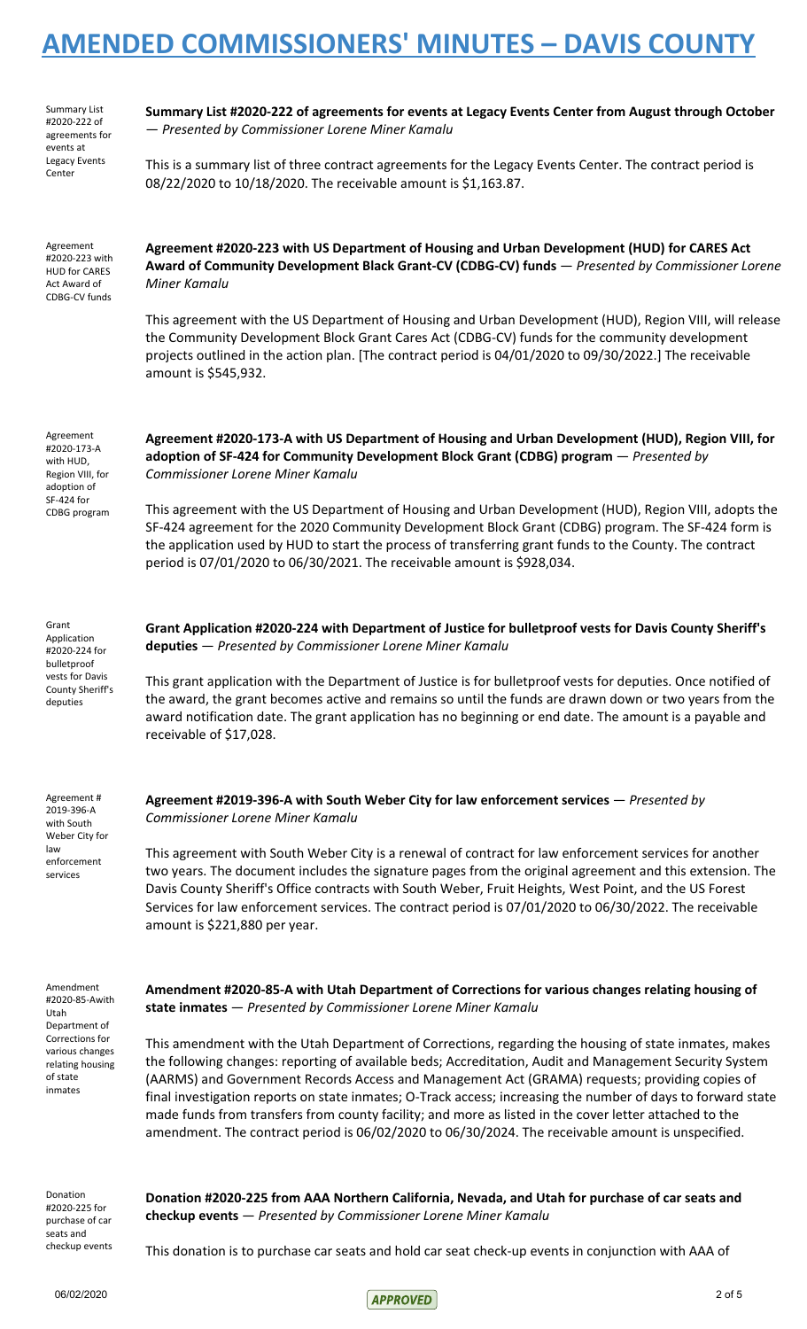Summary List #2020-222 of agreements for events at Legacy Events Center

**Summary List #2020-222 of agreements for events at Legacy Events Center from August through October** — *Presented by Commissioner Lorene Miner Kamalu*

This is a summary list of three contract agreements for the Legacy Events Center. The contract period is 08/22/2020 to 10/18/2020. The receivable amount is $1,163.87.

Agreement #2020-223 with HUD for CARES Act Award of CDBG-CV funds

**Agreement #2020-223 with US Department of Housing and Urban Development (HUD) for CARES Act Award of Community Development Black Grant-CV (CDBG-CV) funds** — *Presented by Commissioner Lorene Miner Kamalu*

This agreement with the US Department of Housing and Urban Development (HUD), Region VIII, will release the Community Development Block Grant Cares Act (CDBG-CV) funds for the community development projects outlined in the action plan. [The contract period is 04/01/2020 to 09/30/2022.] The receivable amount is $545,932.

Agreement #2020-173-A with HUD, Region VIII, for adoption of SF-424 for CDBG program

**Agreement #2020-173-A with US Department of Housing and Urban Development (HUD), Region VIII, for adoption of SF-424 for Community Development Block Grant (CDBG) program** — *Presented by Commissioner Lorene Miner Kamalu*

This agreement with the US Department of Housing and Urban Development (HUD), Region VIII, adopts the SF-424 agreement for the 2020 Community Development Block Grant (CDBG) program. The SF-424 form is the application used by HUD to start the process of transferring grant funds to the County. The contract period is 07/01/2020 to 06/30/2021. The receivable amount is $928,034.

Grant Application #2020-224 for bulletproof vests for Davis County Sheriff's deputies

**Grant Application #2020-224 with Department of Justice for bulletproof vests for Davis County Sheriff's deputies** — *Presented by Commissioner Lorene Miner Kamalu*

This grant application with the Department of Justice is for bulletproof vests for deputies. Once notified of the award, the grant becomes active and remains so until the funds are drawn down or two years from the award notification date. The grant application has no beginning or end date. The amount is a payable and receivable of $17,028.

Agreement # 2019-396-A with South Weber City for law enforcement services

**Agreement #2019-396-A with South Weber City for law enforcement services** — *Presented by Commissioner Lorene Miner Kamalu*

This agreement with South Weber City is a renewal of contract for law enforcement services for another two years. The document includes the signature pages from the original agreement and this extension. The Davis County Sheriff's Office contracts with South Weber, Fruit Heights, West Point, and the US Forest Services for law enforcement services. The contract period is 07/01/2020 to 06/30/2022. The receivable amount is $221,880 per year.

Amendment #2020-85-Awith Utah Department of Corrections for various changes relating housing of state inmates

**Amendment #2020-85-A with Utah Department of Corrections for various changes relating housing of state inmates** — *Presented by Commissioner Lorene Miner Kamalu*

This amendment with the Utah Department of Corrections, regarding the housing of state inmates, makes the following changes: reporting of available beds; Accreditation, Audit and Management Security System (AARMS) and Government Records Access and Management Act (GRAMA) requests; providing copies of final investigation reports on state inmates; O-Track access; increasing the number of days to forward state made funds from transfers from county facility; and more as listed in the cover letter attached to the amendment. The contract period is 06/02/2020 to 06/30/2024. The receivable amount is unspecified.

Donation #2020-225 for purchase of car seats and checkup events

**Donation #2020-225 from AAA Northern California, Nevada, and Utah for purchase of car seats and checkup events** — *Presented by Commissioner Lorene Miner Kamalu*

This donation is to purchase car seats and hold car seat check-up events in conjunction with AAA of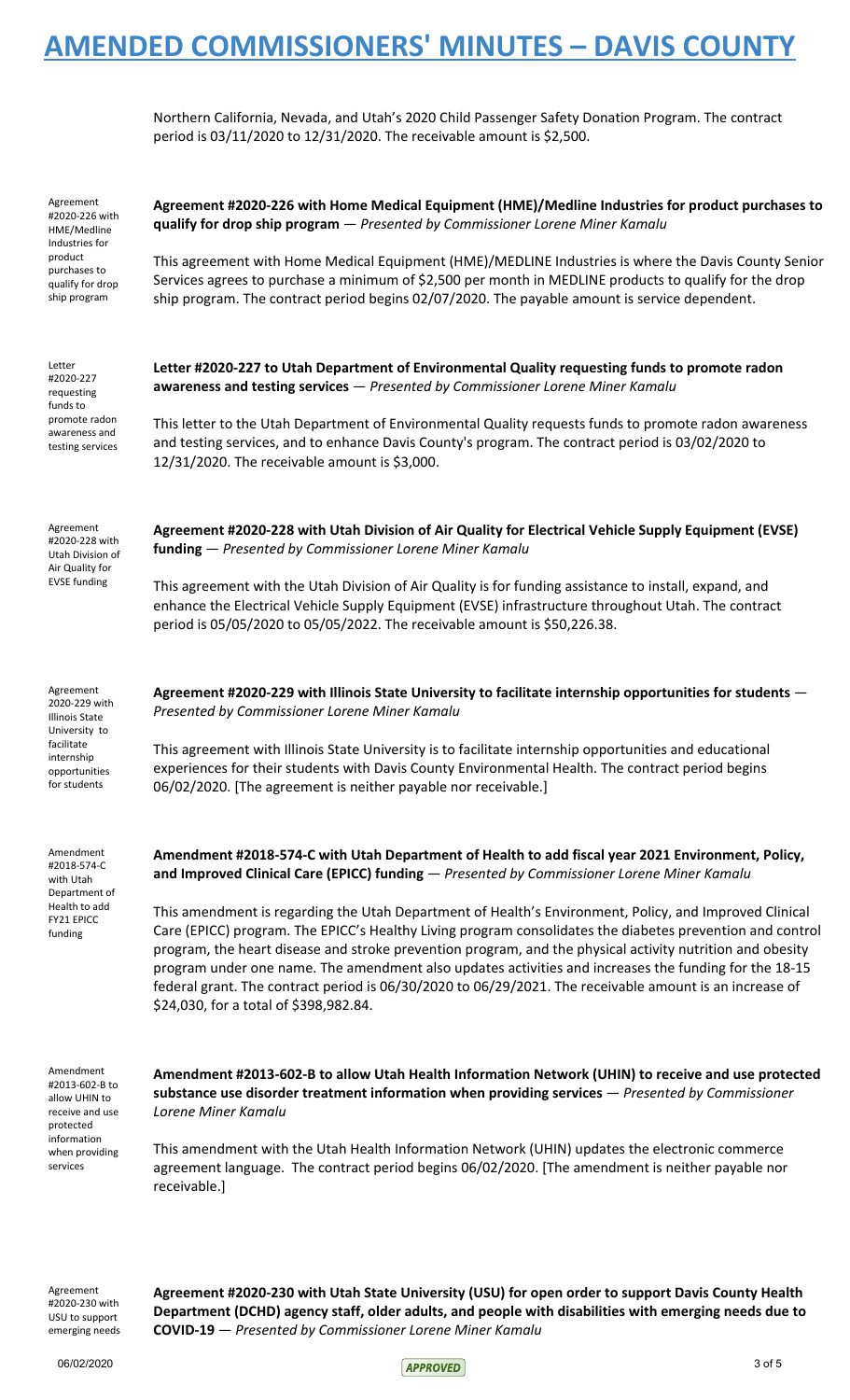Northern California, Nevada, and Utah's 2020 Child Passenger Safety Donation Program. The contract period is 03/11/2020 to 12/31/2020. The receivable amount is $2,500.

Agreement #2020-226 with HME/Medline Industries for product purchases to qualify for drop ship program

**Agreement #2020-226 with Home Medical Equipment (HME)/Medline Industries for product purchases to qualify for drop ship program** — *Presented by Commissioner Lorene Miner Kamalu*

This agreement with Home Medical Equipment (HME)/MEDLINE Industries is where the Davis County Senior Services agrees to purchase a minimum of $2,500 per month in MEDLINE products to qualify for the drop ship program. The contract period begins 02/07/2020. The payable amount is service dependent.

Letter #2020-227 requesting funds to promote radon awareness and testing services

**Letter #2020-227 to Utah Department of Environmental Quality requesting funds to promote radon awareness and testing services** — *Presented by Commissioner Lorene Miner Kamalu*

This letter to the Utah Department of Environmental Quality requests funds to promote radon awareness and testing services, and to enhance Davis County's program. The contract period is 03/02/2020 to 12/31/2020. The receivable amount is $3,000.

Agreement #2020-228 with Utah Division of Air Quality for EVSE funding

**Agreement #2020-228 with Utah Division of Air Quality for Electrical Vehicle Supply Equipment (EVSE) funding** — *Presented by Commissioner Lorene Miner Kamalu*

This agreement with the Utah Division of Air Quality is for funding assistance to install, expand, and enhance the Electrical Vehicle Supply Equipment (EVSE) infrastructure throughout Utah. The contract period is 05/05/2020 to 05/05/2022. The receivable amount is $50,226.38.

Agreement 2020-229 with Illinois State University to facilitate internship opportunities for students

**Agreement #2020-229 with Illinois State University to facilitate internship opportunities for students** — *Presented by Commissioner Lorene Miner Kamalu*

This agreement with Illinois State University is to facilitate internship opportunities and educational experiences for their students with Davis County Environmental Health. The contract period begins 06/02/2020. [The agreement is neither payable nor receivable.]

Amendment #2018-574-C with Utah Department of Health to add FY21 EPICC funding

**Amendment #2018-574-C with Utah Department of Health to add fiscal year 2021 Environment, Policy, and Improved Clinical Care (EPICC) funding** — *Presented by Commissioner Lorene Miner Kamalu*

This amendment is regarding the Utah Department of Health's Environment, Policy, and Improved Clinical Care (EPICC) program. The EPICC's Healthy Living program consolidates the diabetes prevention and control program, the heart disease and stroke prevention program, and the physical activity nutrition and obesity program under one name. The amendment also updates activities and increases the funding for the 18-15 federal grant. The contract period is 06/30/2020 to 06/29/2021. The receivable amount is an increase of $24,030, for a total of $398,982.84.

Amendment #2013-602-B to allow UHIN to receive and use protected information when providing services

**Amendment #2013-602-B to allow Utah Health Information Network (UHIN) to receive and use protected substance use disorder treatment information when providing services** — *Presented by Commissioner Lorene Miner Kamalu*

This amendment with the Utah Health Information Network (UHIN) updates the electronic commerce agreement language. The contract period begins 06/02/2020. [The amendment is neither payable nor receivable.]

Agreement #2020-230 with USU to support emerging needs

**Agreement #2020-230 with Utah State University (USU) for open order to support Davis County Health Department (DCHD) agency staff, older adults, and people with disabilities with emerging needs due to COVID-19** — *Presented by Commissioner Lorene Miner Kamalu*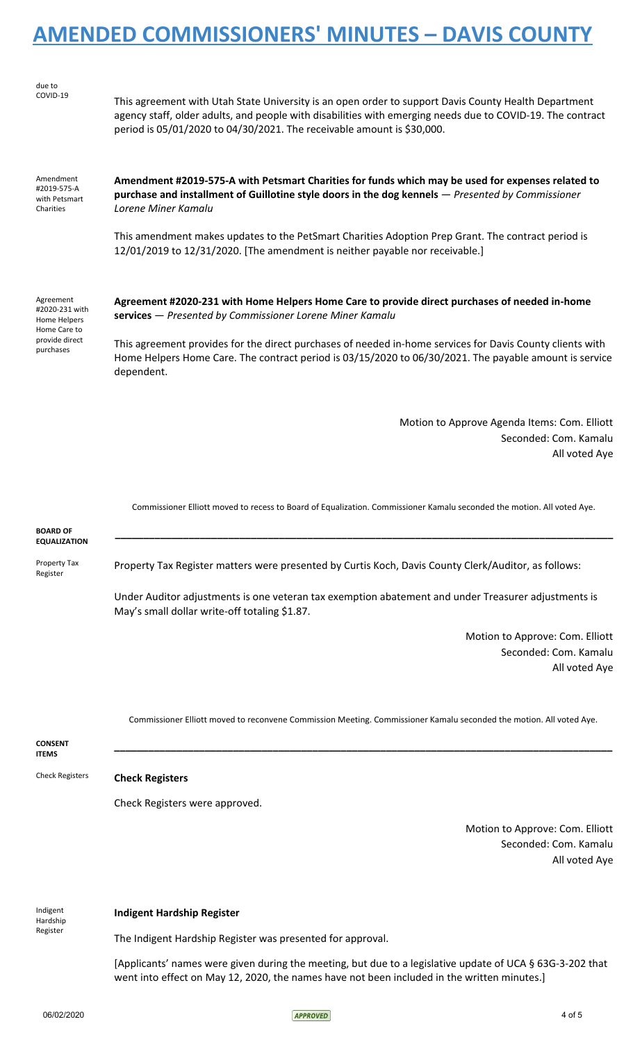due to COVID-19

This agreement with Utah State University is an open order to support Davis County Health Department agency staff, older adults, and people with disabilities with emerging needs due to COVID-19. The contract period is 05/01/2020 to 04/30/2021. The receivable amount is $30,000.

Amendment #2019-575-A with Petsmart Charities

**Amendment #2019-575-A with Petsmart Charities for funds which may be used for expenses related to purchase and installment of Guillotine style doors in the dog kennels** — *Presented by Commissioner Lorene Miner Kamalu*

This amendment makes updates to the PetSmart Charities Adoption Prep Grant. The contract period is 12/01/2019 to 12/31/2020. [The amendment is neither payable nor receivable.]

Agreement #2020-231 with Home Helpers Home Care to provide direct purchases

**Agreement #2020-231 with Home Helpers Home Care to provide direct purchases of needed in-home services** — *Presented by Commissioner Lorene Miner Kamalu*

This agreement provides for the direct purchases of needed in-home services for Davis County clients with Home Helpers Home Care. The contract period is 03/15/2020 to 06/30/2021. The payable amount is service dependent.

Motion to Approve Agenda Items: Com. Elliott
Seconded: Com. Kamalu
All voted Aye

Commissioner Elliott moved to recess to Board of Equalization. Commissioner Kamalu seconded the motion. All voted Aye.

**BOARD OF EQUALIZATION**

---

Property Tax Register

Property Tax Register matters were presented by Curtis Koch, Davis County Clerk/Auditor, as follows:

Under Auditor adjustments is one veteran tax exemption abatement and under Treasurer adjustments is May's small dollar write-off totaling $1.87.

Motion to Approve: Com. Elliott
Seconded: Com. Kamalu
All voted Aye

Commissioner Elliott moved to reconvene Commission Meeting. Commissioner Kamalu seconded the motion. All voted Aye.

**CONSENT ITEMS**

---

Check Registers

**Check Registers**

Check Registers were approved.

Motion to Approve: Com. Elliott
Seconded: Com. Kamalu
All voted Aye

Indigent Hardship Register

**Indigent Hardship Register**

The Indigent Hardship Register was presented for approval.

[Applicants' names were given during the meeting, but due to a legislative update of UCA § 63G-3-202 that went into effect on May 12, 2020, the names have not been included in the written minutes.]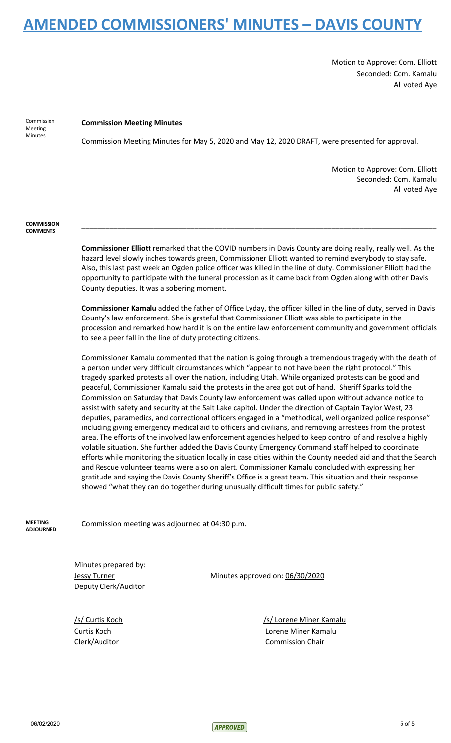# AMENDED COMMISSIONERS' MINUTES – DAVIS COUNTY

Motion to Approve: Com. Elliott
Seconded: Com. Kamalu
All voted Aye

Commission Meeting Minutes

**Commission Meeting Minutes**

Commission Meeting Minutes for May 5, 2020 and May 12, 2020 DRAFT, were presented for approval.

Motion to Approve: Com. Elliott
Seconded: Com. Kamalu
All voted Aye

**COMMISSION COMMENTS**

---

**Commissioner Elliott** remarked that the COVID numbers in Davis County are doing really, really well. As the hazard level slowly inches towards green, Commissioner Elliott wanted to remind everybody to stay safe. Also, this last past week an Ogden police officer was killed in the line of duty. Commissioner Elliott had the opportunity to participate with the funeral procession as it came back from Ogden along with other Davis County deputies. It was a sobering moment.

**Commissioner Kamalu** added the father of Office Lyday, the officer killed in the line of duty, served in Davis County's law enforcement. She is grateful that Commissioner Elliott was able to participate in the procession and remarked how hard it is on the entire law enforcement community and government officials to see a peer fall in the line of duty protecting citizens.

Commissioner Kamalu commented that the nation is going through a tremendous tragedy with the death of a person under very difficult circumstances which "appear to not have been the right protocol." This tragedy sparked protests all over the nation, including Utah. While organized protests can be good and peaceful, Commissioner Kamalu said the protests in the area got out of hand. Sheriff Sparks told the Commission on Saturday that Davis County law enforcement was called upon without advance notice to assist with safety and security at the Salt Lake capitol. Under the direction of Captain Taylor West, 23 deputies, paramedics, and correctional officers engaged in a "methodical, well organized police response" including giving emergency medical aid to officers and civilians, and removing arrestees from the protest area. The efforts of the involved law enforcement agencies helped to keep control of and resolve a highly volatile situation. She further added the Davis County Emergency Command staff helped to coordinate efforts while monitoring the situation locally in case cities within the County needed aid and that the Search and Rescue volunteer teams were also on alert. Commissioner Kamalu concluded with expressing her gratitude and saying the Davis County Sheriff's Office is a great team. This situation and their response showed "what they can do together during unusually difficult times for public safety."

**MEETING ADJOURNED**

Commission meeting was adjourned at 04:30 p.m.

Minutes prepared by:
Jessy Turner
Deputy Clerk/Auditor

Minutes approved on: 06/30/2020

/s/ Curtis Koch
Curtis Koch
Clerk/Auditor

/s/ Lorene Miner Kamalu
Lorene Miner Kamalu
Commission Chair